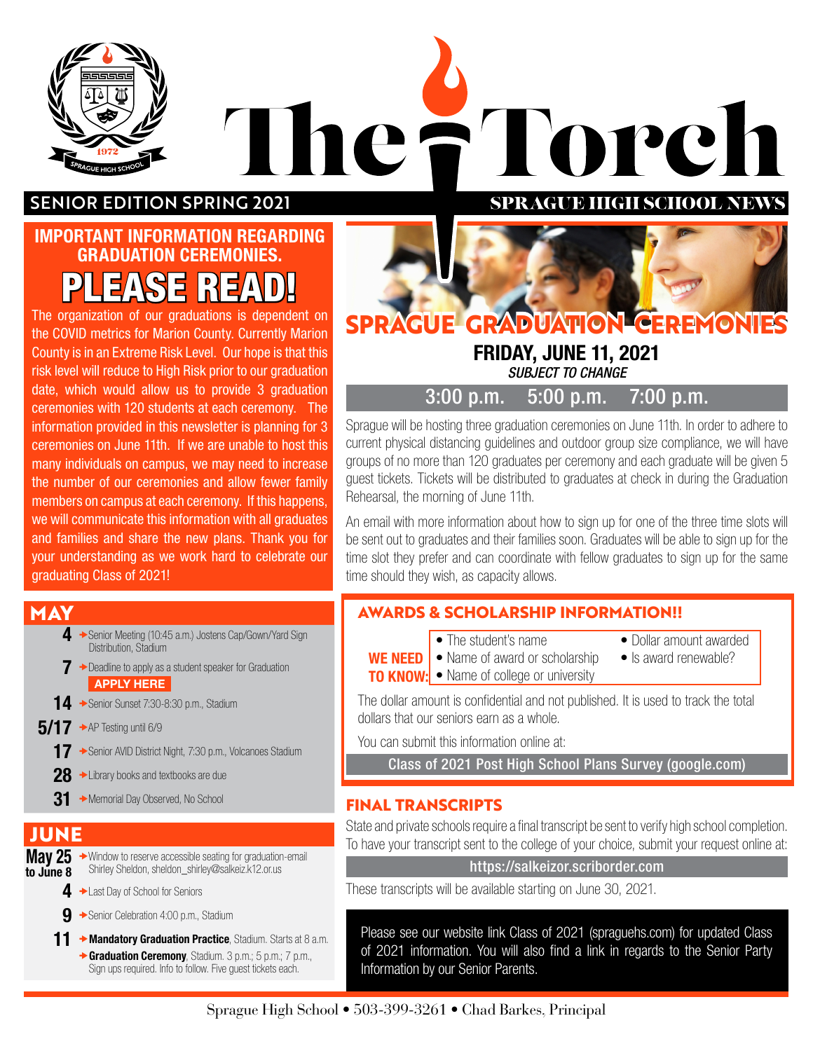# The Torch

**SENIOR EDITION SPRING 2021** — **SPRAGUE HIGH SCHOOL NEWS**

## IMPORTANT INFORMATION REGARDING GRADUATION CEREMONIES.

# PLEASE READ!

The organization of our graduations is dependent on the COVID metrics for Marion County. Currently Marion County is in an Extreme Risk Level. Our hope is that this risk level will reduce to High Risk prior to our graduation date, which would allow us to provide 3 graduation ceremonies with 120 students at each ceremony. The information provided in this newsletter is planning for 3 ceremonies on June 11th. If we are unable to host this many individuals on campus, we may need to increase the number of our ceremonies and allow fewer family members on campus at each ceremony. If this happens, we will communicate this information with all graduates and families and share the new plans. Thank you for your understanding as we work hard to celebrate our graduating Class of 2021!

## MAY

- **4** → Senior Meeting (10:45 a.m.) Jostens Cap/Gown/Yard Sign Distribution, Stadium
- **7** → Deadline to apply as a student speaker for Graduation **APPLY HERE**
- **14** → Senior Sunset 7:30-8:30 p.m., Stadium
- **5/17** → AP Testing until 6/9
- **17** → Senior AVID District Night, 7:30 p.m., Volcanoes Stadium
- **28** → Library books and textbooks are due
- **31** → Memorial Day Observed, No School

## JUNE

- **May 25 to June 8** → Window to reserve accessible seating for graduation-email Shirley Sheldon, sheldon_shirley@salkeiz.k12.or.us
- **4** → Last Day of School for Seniors
- **9** → Senior Celebration 4:00 p.m., Stadium
- **11** → **Mandatory Graduation Practice**, Stadium. Starts at 8 a.m.
  → **Graduation Ceremony**, Stadium. 3 p.m.; 5 p.m.; 7 p.m., Sign ups required. Info to follow. Five guest tickets each.

## SPRAGUE GRADUATION CEREMONIES

**FRIDAY, JUNE 11, 2021**

***SUBJECT TO CHANGE***

**3:00 p.m. 5:00 p.m. 7:00 p.m.**

Sprague will be hosting three graduation ceremonies on June 11th. In order to adhere to current physical distancing guidelines and outdoor group size compliance, we will have groups of no more than 120 graduates per ceremony and each graduate will be given 5 guest tickets. Tickets will be distributed to graduates at check in during the Graduation Rehearsal, the morning of June 11th.

An email with more information about how to sign up for one of the three time slots will be sent out to graduates and their families soon. Graduates will be able to sign up for the time slot they prefer and can coordinate with fellow graduates to sign up for the same time should they wish, as capacity allows.

## AWARDS & SCHOLARSHIP INFORMATION!!

**WE NEED TO KNOW:**

- The student's name
- Name of award or scholarship
- Name of college or university
- Dollar amount awarded
- Is award renewable?

The dollar amount is confidential and not published. It is used to track the total dollars that our seniors earn as a whole.

You can submit this information online at:

**Class of 2021 Post High School Plans Survey (google.com)**

## FINAL TRANSCRIPTS

State and private schools require a final transcript be sent to verify high school completion. To have your transcript sent to the college of your choice, submit your request online at:

**https://salkeizor.scriborder.com**

These transcripts will be available starting on June 30, 2021.

Please see our website link Class of 2021 (spraguehs.com) for updated Class of 2021 information. You will also find a link in regards to the Senior Party Information by our Senior Parents.

Sprague High School • 503-399-3261 • Chad Barkes, Principal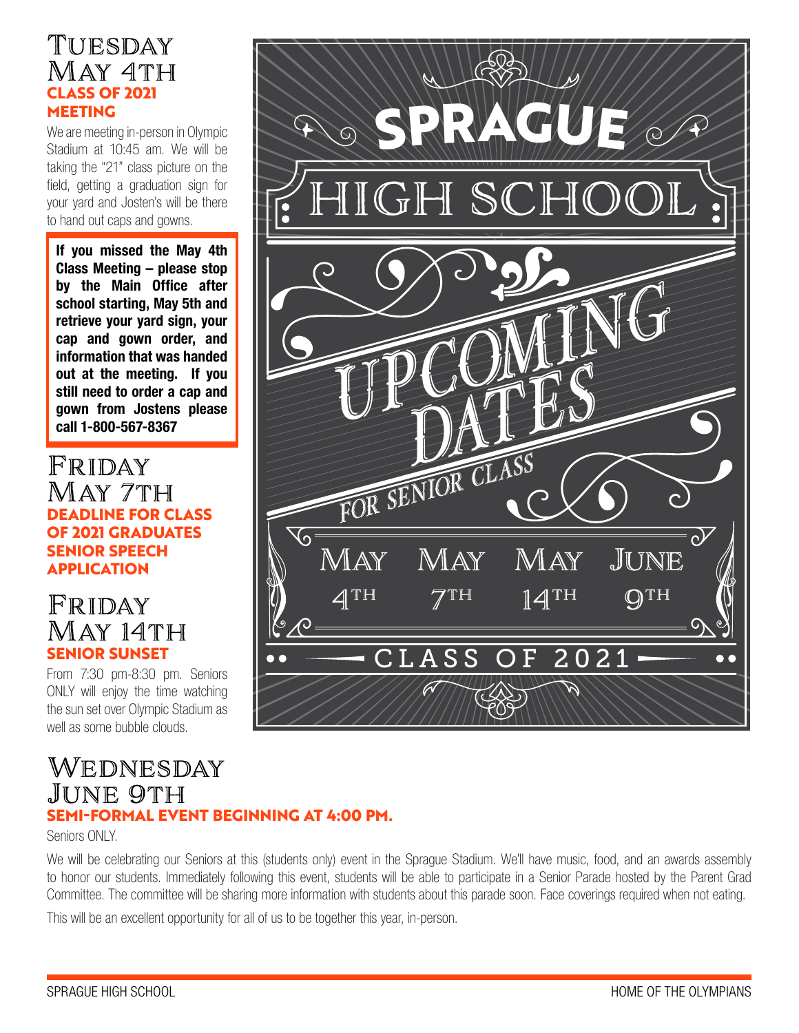## Tuesday May 4th

### CLASS OF 2021 MEETING

We are meeting in-person in Olympic Stadium at 10:45 am. We will be taking the "21" class picture on the field, getting a graduation sign for your yard and Josten's will be there to hand out caps and gowns.

**If you missed the May 4th Class Meeting – please stop by the Main Office after school starting, May 5th and retrieve your yard sign, your cap and gown order, and information that was handed out at the meeting. If you still need to order a cap and gown from Jostens please call 1-800-567-8367**

## Friday May 7th

### DEADLINE FOR CLASS OF 2021 GRADUATES SENIOR SPEECH APPLICATION

## Friday May 14th

### SENIOR SUNSET

From 7:30 pm-8:30 pm. Seniors ONLY will enjoy the time watching the sun set over Olympic Stadium as well as some bubble clouds.

# SPRAGUE HIGH SCHOOL

## UPCOMING DATES

*FOR SENIOR CLASS*

May 4th | May 7th | May 14th | June 9th

CLASS OF 2021

## Wednesday June 9th

### SEMI-FORMAL EVENT BEGINNING AT 4:00 PM.

Seniors ONLY.

We will be celebrating our Seniors at this (students only) event in the Sprague Stadium. We'll have music, food, and an awards assembly to honor our students. Immediately following this event, students will be able to participate in a Senior Parade hosted by the Parent Grad Committee. The committee will be sharing more information with students about this parade soon. Face coverings required when not eating.

This will be an excellent opportunity for all of us to be together this year, in-person.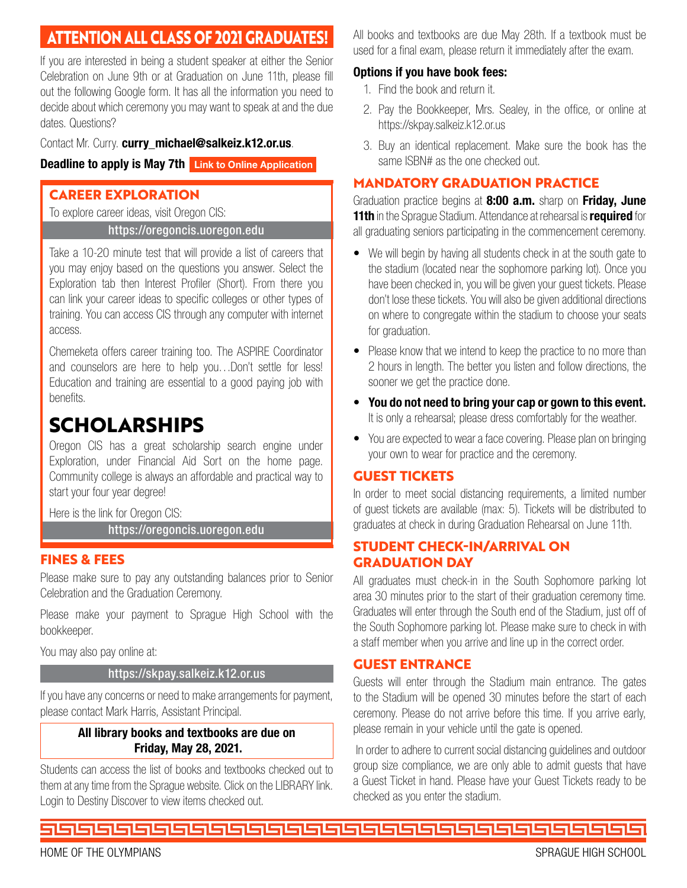## ATTENTION ALL CLASS OF 2021 GRADUATES!

If you are interested in being a student speaker at either the Senior Celebration on June 9th or at Graduation on June 11th, please fill out the following Google form. It has all the information you need to decide about which ceremony you may want to speak at and the due dates. Questions?

Contact Mr. Curry. **curry_michael@salkeiz.k12.or.us**.

**Deadline to apply is May 7th** **Link to Online Application**

### CAREER EXPLORATION

To explore career ideas, visit Oregon CIS:

https://oregoncis.uoregon.edu

Take a 10-20 minute test that will provide a list of careers that you may enjoy based on the questions you answer. Select the Exploration tab then Interest Profiler (Short). From there you can link your career ideas to specific colleges or other types of training. You can access CIS through any computer with internet access.

Chemeketa offers career training too. The ASPIRE Coordinator and counselors are here to help you…Don't settle for less! Education and training are essential to a good paying job with benefits.

## SCHOLARSHIPS

Oregon CIS has a great scholarship search engine under Exploration, under Financial Aid Sort on the home page. Community college is always an affordable and practical way to start your four year degree!

Here is the link for Oregon CIS:

https://oregoncis.uoregon.edu

### FINES & FEES

Please make sure to pay any outstanding balances prior to Senior Celebration and the Graduation Ceremony.

Please make your payment to Sprague High School with the bookkeeper.

You may also pay online at:

https://skpay.salkeiz.k12.or.us

If you have any concerns or need to make arrangements for payment, please contact Mark Harris, Assistant Principal.

**All library books and textbooks are due on Friday, May 28, 2021.**

Students can access the list of books and textbooks checked out to them at any time from the Sprague website. Click on the LIBRARY link. Login to Destiny Discover to view items checked out.

All books and textbooks are due May 28th. If a textbook must be used for a final exam, please return it immediately after the exam.

**Options if you have book fees:**

1. Find the book and return it.
2. Pay the Bookkeeper, Mrs. Sealey, in the office, or online at https://skpay.salkeiz.k12.or.us
3. Buy an identical replacement. Make sure the book has the same ISBN# as the one checked out.

### MANDATORY GRADUATION PRACTICE

Graduation practice begins at **8:00 a.m.** sharp on **Friday, June 11th** in the Sprague Stadium. Attendance at rehearsal is **required** for all graduating seniors participating in the commencement ceremony.

- We will begin by having all students check in at the south gate to the stadium (located near the sophomore parking lot). Once you have been checked in, you will be given your guest tickets. Please don't lose these tickets. You will also be given additional directions on where to congregate within the stadium to choose your seats for graduation.
- Please know that we intend to keep the practice to no more than 2 hours in length. The better you listen and follow directions, the sooner we get the practice done.
- **You do not need to bring your cap or gown to this event.** It is only a rehearsal; please dress comfortably for the weather.
- You are expected to wear a face covering. Please plan on bringing your own to wear for practice and the ceremony.

### GUEST TICKETS

In order to meet social distancing requirements, a limited number of guest tickets are available (max: 5). Tickets will be distributed to graduates at check in during Graduation Rehearsal on June 11th.

### STUDENT CHECK-IN/ARRIVAL ON GRADUATION DAY

All graduates must check-in in the South Sophomore parking lot area 30 minutes prior to the start of their graduation ceremony time. Graduates will enter through the South end of the Stadium, just off of the South Sophomore parking lot. Please make sure to check in with a staff member when you arrive and line up in the correct order.

### GUEST ENTRANCE

Guests will enter through the Stadium main entrance. The gates to the Stadium will be opened 30 minutes before the start of each ceremony. Please do not arrive before this time. If you arrive early, please remain in your vehicle until the gate is opened.

In order to adhere to current social distancing guidelines and outdoor group size compliance, we are only able to admit guests that have a Guest Ticket in hand. Please have your Guest Tickets ready to be checked as you enter the stadium.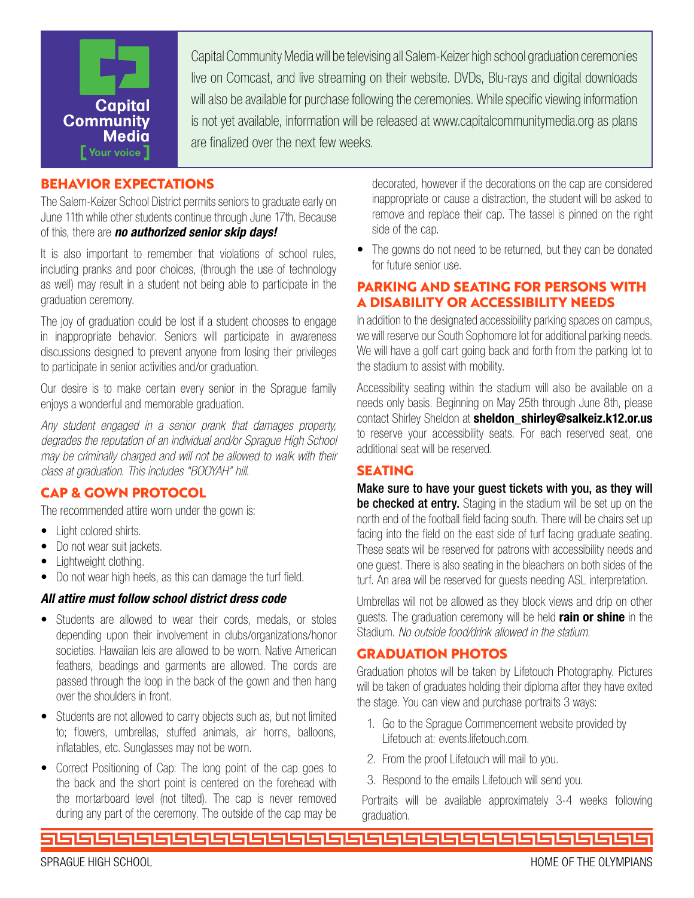Capital Community Media

[ Your voice ]

Capital Community Media will be televising all Salem-Keizer high school graduation ceremonies live on Comcast, and live streaming on their website. DVDs, Blu-rays and digital downloads will also be available for purchase following the ceremonies. While specific viewing information is not yet available, information will be released at www.capitalcommunitymedia.org as plans are finalized over the next few weeks.

## BEHAVIOR EXPECTATIONS

The Salem-Keizer School District permits seniors to graduate early on June 11th while other students continue through June 17th. Because of this, there are ***no authorized senior skip days!***

It is also important to remember that violations of school rules, including pranks and poor choices, (through the use of technology as well) may result in a student not being able to participate in the graduation ceremony.

The joy of graduation could be lost if a student chooses to engage in inappropriate behavior. Seniors will participate in awareness discussions designed to prevent anyone from losing their privileges to participate in senior activities and/or graduation.

Our desire is to make certain every senior in the Sprague family enjoys a wonderful and memorable graduation.

*Any student engaged in a senior prank that damages property, degrades the reputation of an individual and/or Sprague High School may be criminally charged and will not be allowed to walk with their class at graduation. This includes "BOOYAH" hill.*

## CAP & GOWN PROTOCOL

The recommended attire worn under the gown is:

- Light colored shirts.
- Do not wear suit jackets.
- Lightweight clothing.
- Do not wear high heels, as this can damage the turf field.

***All attire must follow school district dress code***

- Students are allowed to wear their cords, medals, or stoles depending upon their involvement in clubs/organizations/honor societies. Hawaiian leis are allowed to be worn. Native American feathers, beadings and garments are allowed. The cords are passed through the loop in the back of the gown and then hang over the shoulders in front.
- Students are not allowed to carry objects such as, but not limited to; flowers, umbrellas, stuffed animals, air horns, balloons, inflatables, etc. Sunglasses may not be worn.
- Correct Positioning of Cap: The long point of the cap goes to the back and the short point is centered on the forehead with the mortarboard level (not tilted). The cap is never removed during any part of the ceremony. The outside of the cap may be decorated, however if the decorations on the cap are considered inappropriate or cause a distraction, the student will be asked to remove and replace their cap. The tassel is pinned on the right side of the cap.
- The gowns do not need to be returned, but they can be donated for future senior use.

## PARKING AND SEATING FOR PERSONS WITH A DISABILITY OR ACCESSIBILITY NEEDS

In addition to the designated accessibility parking spaces on campus, we will reserve our South Sophomore lot for additional parking needs. We will have a golf cart going back and forth from the parking lot to the stadium to assist with mobility.

Accessibility seating within the stadium will also be available on a needs only basis. Beginning on May 25th through June 8th, please contact Shirley Sheldon at **sheldon_shirley@salkeiz.k12.or.us** to reserve your accessibility seats. For each reserved seat, one additional seat will be reserved.

## SEATING

**Make sure to have your guest tickets with you, as they will be checked at entry.** Staging in the stadium will be set up on the north end of the football field facing south. There will be chairs set up facing into the field on the east side of turf facing graduate seating. These seats will be reserved for patrons with accessibility needs and one guest. There is also seating in the bleachers on both sides of the turf. An area will be reserved for guests needing ASL interpretation.

Umbrellas will not be allowed as they block views and drip on other guests. The graduation ceremony will be held **rain or shine** in the Stadium. *No outside food/drink allowed in the statium.*

## GRADUATION PHOTOS

Graduation photos will be taken by Lifetouch Photography. Pictures will be taken of graduates holding their diploma after they have exited the stage. You can view and purchase portraits 3 ways:

1. Go to the Sprague Commencement website provided by Lifetouch at: events.lifetouch.com.
2. From the proof Lifetouch will mail to you.
3. Respond to the emails Lifetouch will send you.

Portraits will be available approximately 3-4 weeks following graduation.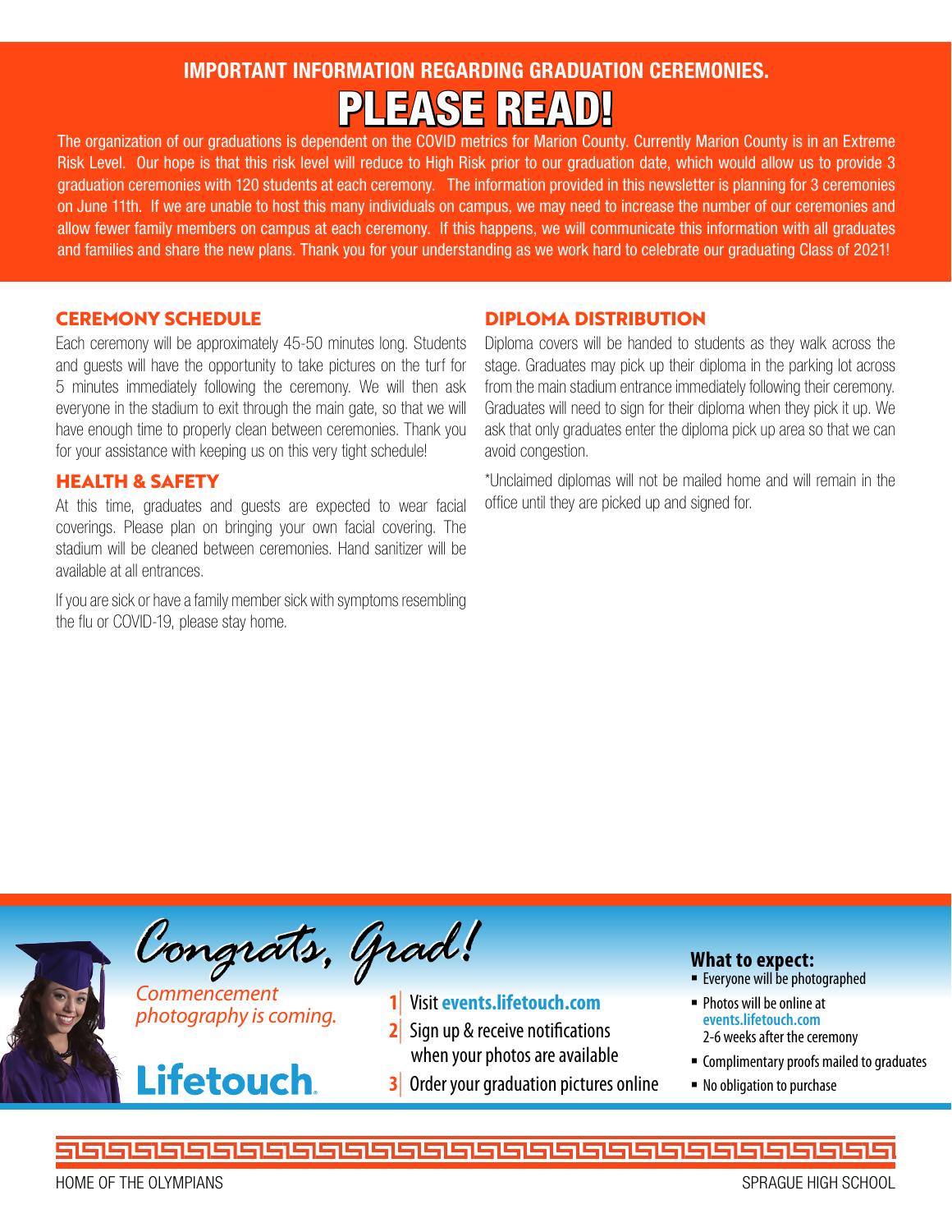## IMPORTANT INFORMATION REGARDING GRADUATION CEREMONIES.

# PLEASE READ!

The organization of our graduations is dependent on the COVID metrics for Marion County. Currently Marion County is in an Extreme Risk Level. Our hope is that this risk level will reduce to High Risk prior to our graduation date, which would allow us to provide 3 graduation ceremonies with 120 students at each ceremony. The information provided in this newsletter is planning for 3 ceremonies on June 11th. If we are unable to host this many individuals on campus, we may need to increase the number of our ceremonies and allow fewer family members on campus at each ceremony. If this happens, we will communicate this information with all graduates and families and share the new plans. Thank you for your understanding as we work hard to celebrate our graduating Class of 2021!

### CEREMONY SCHEDULE

Each ceremony will be approximately 45-50 minutes long. Students and guests will have the opportunity to take pictures on the turf for 5 minutes immediately following the ceremony. We will then ask everyone in the stadium to exit through the main gate, so that we will have enough time to properly clean between ceremonies. Thank you for your assistance with keeping us on this very tight schedule!

### HEALTH & SAFETY

At this time, graduates and guests are expected to wear facial coverings. Please plan on bringing your own facial covering. The stadium will be cleaned between ceremonies. Hand sanitizer will be available at all entrances.

If you are sick or have a family member sick with symptoms resembling the flu or COVID-19, please stay home.

### DIPLOMA DISTRIBUTION

Diploma covers will be handed to students as they walk across the stage. Graduates may pick up their diploma in the parking lot across from the main stadium entrance immediately following their ceremony. Graduates will need to sign for their diploma when they pick it up. We ask that only graduates enter the diploma pick up area so that we can avoid congestion.

*Unclaimed diplomas will not be mailed home and will remain in the office until they are picked up and signed for.

## Congrats, Grad!

*Commencement photography is coming.*

**Lifetouch**

1. Visit **events.lifetouch.com**
2. Sign up & receive notifications when your photos are available
3. Order your graduation pictures online

**What to expect:**

- Everyone will be photographed
- Photos will be online at **events.lifetouch.com** 2-6 weeks after the ceremony
- Complimentary proofs mailed to graduates
- No obligation to purchase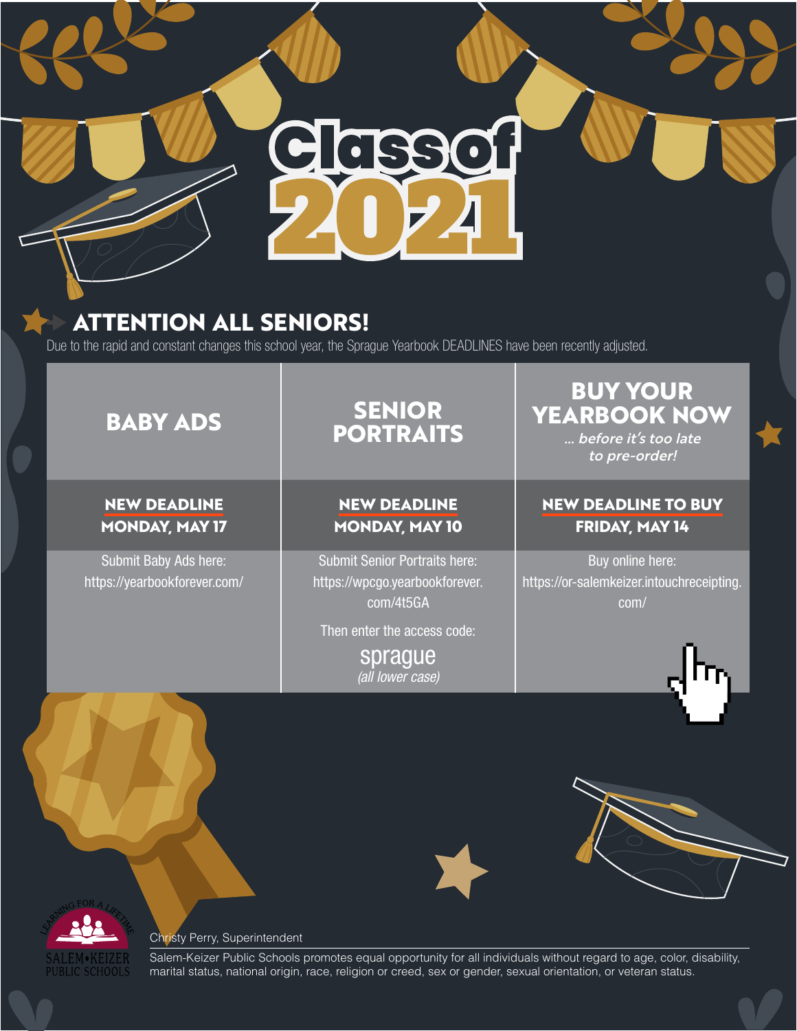# Class of 2021

## ATTENTION ALL SENIORS!

Due to the rapid and constant changes this school year, the Sprague Yearbook DEADLINES have been recently adjusted.

| BABY ADS | SENIOR PORTRAITS | BUY YOUR YEARBOOK NOW *... before it's too late to pre-order!* |
|---|---|---|
| **NEW DEADLINE** **MONDAY, MAY 17** | **NEW DEADLINE** **MONDAY, MAY 10** | **NEW DEADLINE TO BUY** **FRIDAY, MAY 14** |
| Submit Baby Ads here: https://yearbookforever.com/ | Submit Senior Portraits here: https://wpcgo.yearbookforever.com/4t5GA Then enter the access code: sprague *(all lower case)* | Buy online here: https://or-salemkeizer.intouchreceipting.com/ |

Christy Perry, Superintendent

Salem-Keizer Public Schools promotes equal opportunity for all individuals without regard to age, color, disability, marital status, national origin, race, religion or creed, sex or gender, sexual orientation, or veteran status.